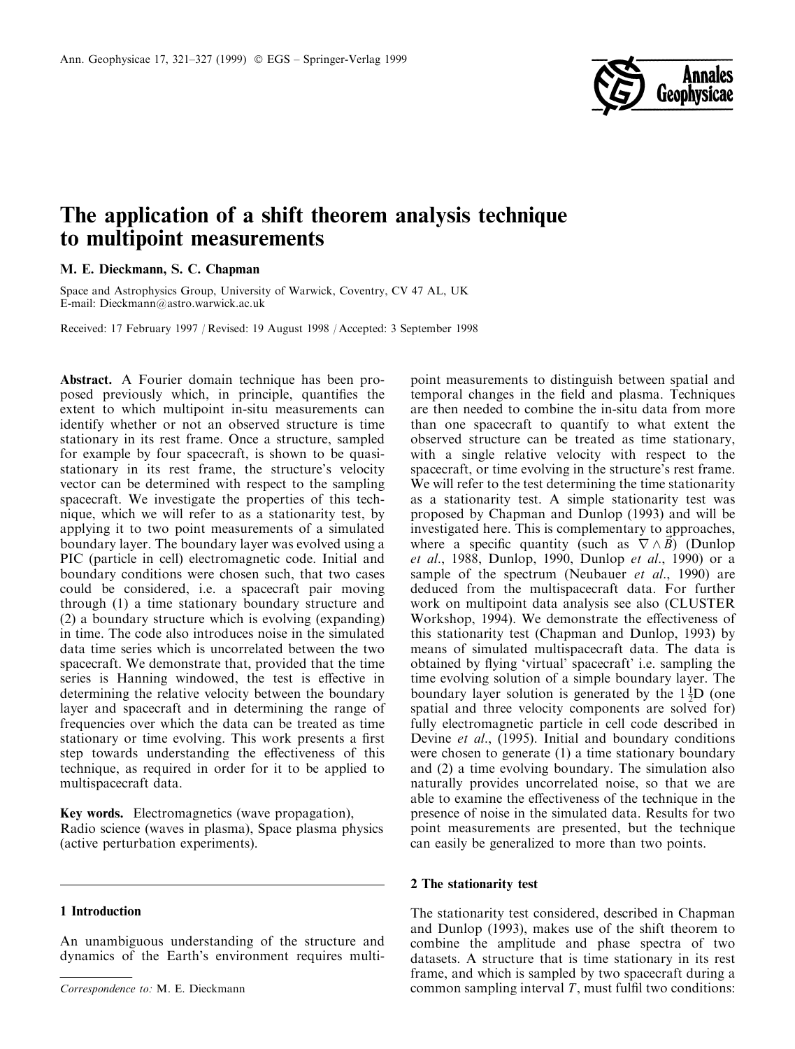# The application of a shift theorem analysis technique to multipoint measurements

**M. E. Dieckmann, S. C. Chapman**

Space and Astrophysics Group, University of Warwick, Coventry, CV 47 AL, UK
E-mail: Dieckmann@astro.warwick.ac.uk

Received: 17 February 1997 / Revised: 19 August 1998 / Accepted: 3 September 1998

**Abstract.** A Fourier domain technique has been proposed previously which, in principle, quantifies the extent to which multipoint in-situ measurements can identify whether or not an observed structure is time stationary in its rest frame. Once a structure, sampled for example by four spacecraft, is shown to be quasi-stationary in its rest frame, the structure's velocity vector can be determined with respect to the sampling spacecraft. We investigate the properties of this technique, which we will refer to as a stationarity test, by applying it to two point measurements of a simulated boundary layer. The boundary layer was evolved using a PIC (particle in cell) electromagnetic code. Initial and boundary conditions were chosen such, that two cases could be considered, i.e. a spacecraft pair moving through (1) a time stationary boundary structure and (2) a boundary structure which is evolving (expanding) in time. The code also introduces noise in the simulated data time series which is uncorrelated between the two spacecraft. We demonstrate that, provided that the time series is Hanning windowed, the test is effective in determining the relative velocity between the boundary layer and spacecraft and in determining the range of frequencies over which the data can be treated as time stationary or time evolving. This work presents a first step towards understanding the effectiveness of this technique, as required in order for it to be applied to multispacecraft data.

**Key words.** Electromagnetics (wave propagation), Radio science (waves in plasma), Space plasma physics (active perturbation experiments).

## 1 Introduction

An unambiguous understanding of the structure and dynamics of the Earth's environment requires multipoint measurements to distinguish between spatial and temporal changes in the field and plasma. Techniques are then needed to combine the in-situ data from more than one spacecraft to quantify to what extent the observed structure can be treated as time stationary, with a single relative velocity with respect to the spacecraft, or time evolving in the structure's rest frame. We will refer to the test determining the time stationarity as a stationarity test. A simple stationarity test was proposed by Chapman and Dunlop (1993) and will be investigated here. This is complementary to approaches, where a specific quantity (such as $\nabla \wedge \vec{B}$) (Dunlop *et al*., 1988, Dunlop, 1990, Dunlop *et al*., 1990) or a sample of the spectrum (Neubauer *et al*., 1990) are deduced from the multispacecraft data. For further work on multipoint data analysis see also (CLUSTER Workshop, 1994). We demonstrate the effectiveness of this stationarity test (Chapman and Dunlop, 1993) by means of simulated multispacecraft data. The data is obtained by flying 'virtual' spacecraft' i.e. sampling the time evolving solution of a simple boundary layer. The boundary layer solution is generated by the $1\frac{1}{2}$D (one spatial and three velocity components are solved for) fully electromagnetic particle in cell code described in Devine *et al*., (1995). Initial and boundary conditions were chosen to generate (1) a time stationary boundary and (2) a time evolving boundary. The simulation also naturally provides uncorrelated noise, so that we are able to examine the effectiveness of the technique in the presence of noise in the simulated data. Results for two point measurements are presented, but the technique can easily be generalized to more than two points.

## 2 The stationarity test

The stationarity test considered, described in Chapman and Dunlop (1993), makes use of the shift theorem to combine the amplitude and phase spectra of two datasets. A structure that is time stationary in its rest frame, and which is sampled by two spacecraft during a common sampling interval $T$, must fulfil two conditions:

*Correspondence to:* M. E. Dieckmann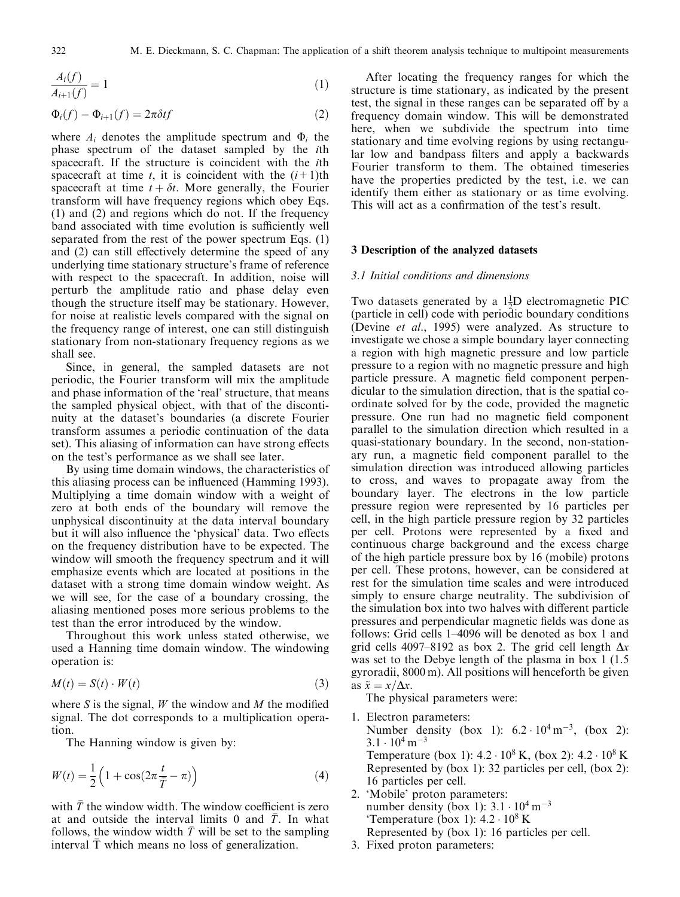$$\frac{A_i(f)}{A_{i+1}(f)} = 1 \tag{1}$$

$$\Phi_i(f) - \Phi_{i+1}(f) = 2\pi \delta t f \tag{2}$$

where $A_i$ denotes the amplitude spectrum and $\Phi_i$ the phase spectrum of the dataset sampled by the $i$th spacecraft. If the structure is coincident with the $i$th spacecraft at time $t$, it is coincident with the $(i+1)$th spacecraft at time $t + \delta t$. More generally, the Fourier transform will have frequency regions which obey Eqs. (1) and (2) and regions which do not. If the frequency band associated with time evolution is sufficiently well separated from the rest of the power spectrum Eqs. (1) and (2) can still effectively determine the speed of any underlying time stationary structure's frame of reference with respect to the spacecraft. In addition, noise will perturb the amplitude ratio and phase delay even though the structure itself may be stationary. However, for noise at realistic levels compared with the signal on the frequency range of interest, one can still distinguish stationary from non-stationary frequency regions as we shall see.

Since, in general, the sampled datasets are not periodic, the Fourier transform will mix the amplitude and phase information of the 'real' structure, that means the sampled physical object, with that of the discontinuity at the dataset's boundaries (a discrete Fourier transform assumes a periodic continuation of the data set). This aliasing of information can have strong effects on the test's performance as we shall see later.

By using time domain windows, the characteristics of this aliasing process can be influenced (Hamming 1993). Multiplying a time domain window with a weight of zero at both ends of the boundary will remove the unphysical discontinuity at the data interval boundary but it will also influence the 'physical' data. Two effects on the frequency distribution have to be expected. The window will smooth the frequency spectrum and it will emphasize events which are located at positions in the dataset with a strong time domain window weight. As we will see, for the case of a boundary crossing, the aliasing mentioned poses more serious problems to the test than the error introduced by the window.

Throughout this work unless stated otherwise, we used a Hanning time domain window. The windowing operation is:

$$M(t) = S(t) \cdot W(t) \tag{3}$$

where $S$ is the signal, $W$ the window and $M$ the modified signal. The dot corresponds to a multiplication operation.

The Hanning window is given by:

$$W(t) = \frac{1}{2}\left(1 + \cos(2\pi \frac{t}{\bar{T}} - \pi)\right) \tag{4}$$

with $\bar{T}$ the window width. The window coefficient is zero at and outside the interval limits 0 and $\bar{T}$. In what follows, the window width $\bar{T}$ will be set to the sampling interval $\bar{\mathrm{T}}$ which means no loss of generalization.

After locating the frequency ranges for which the structure is time stationary, as indicated by the present test, the signal in these ranges can be separated off by a frequency domain window. This will be demonstrated here, when we subdivide the spectrum into time stationary and time evolving regions by using rectangular low and bandpass filters and apply a backwards Fourier transform to them. The obtained timeseries have the properties predicted by the test, i.e. we can identify them either as stationary or as time evolving. This will act as a confirmation of the test's result.

## 3 Description of the analyzed datasets

### 3.1 Initial conditions and dimensions

Two datasets generated by a $1\frac{1}{2}$D electromagnetic PIC (particle in cell) code with periodic boundary conditions (Devine *et al.*, 1995) were analyzed. As structure to investigate we chose a simple boundary layer connecting a region with high magnetic pressure and low particle pressure to a region with no magnetic pressure and high particle pressure. A magnetic field component perpendicular to the simulation direction, that is the spatial coordinate solved for by the code, provided the magnetic pressure. One run had no magnetic field component parallel to the simulation direction which resulted in a quasi-stationary boundary. In the second, non-stationary run, a magnetic field component parallel to the simulation direction was introduced allowing particles to cross, and waves to propagate away from the boundary layer. The electrons in the low particle pressure region were represented by 16 particles per cell, in the high particle pressure region by 32 particles per cell. Protons were represented by a fixed and continuous charge background and the excess charge of the high particle pressure box by 16 (mobile) protons per cell. These protons, however, can be considered at rest for the simulation time scales and were introduced simply to ensure charge neutrality. The subdivision of the simulation box into two halves with different particle pressures and perpendicular magnetic fields was done as follows: Grid cells 1–4096 will be denoted as box 1 and grid cells 4097–8192 as box 2. The grid cell length $\Delta x$ was set to the Debye length of the plasma in box 1 (1.5 gyroradii, 8000 m). All positions will henceforth be given as $\tilde{x} = x/\Delta x$.

The physical parameters were:

1. Electron parameters:
   Number density (box 1): $6.2 \cdot 10^4\,\mathrm{m}^{-3}$, (box 2): $3.1 \cdot 10^4\,\mathrm{m}^{-3}$
   Temperature (box 1): $4.2 \cdot 10^8\,\mathrm{K}$, (box 2): $4.2 \cdot 10^8\,\mathrm{K}$
   Represented by (box 1): 32 particles per cell, (box 2): 16 particles per cell.
2. 'Mobile' proton parameters:
   number density (box 1): $3.1 \cdot 10^4\,\mathrm{m}^{-3}$
   'Temperature (box 1): $4.2 \cdot 10^8\,\mathrm{K}$
   Represented by (box 1): 16 particles per cell.
3. Fixed proton parameters: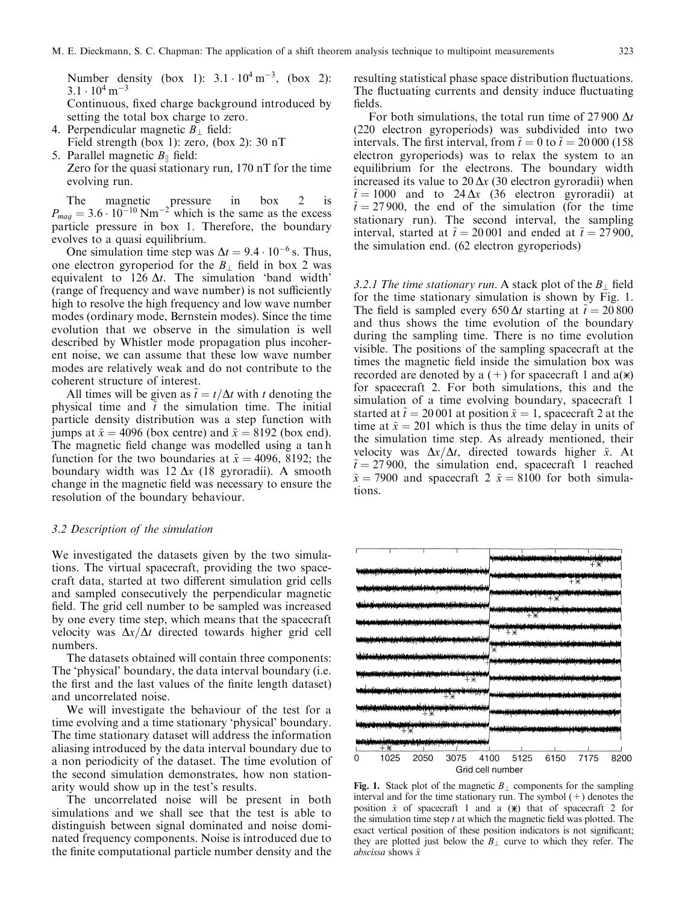Number density (box 1): $3.1 \cdot 10^4\,\mathrm{m}^{-3}$, (box 2): $3.1 \cdot 10^4\,\mathrm{m}^{-3}$
Continuous, fixed charge background introduced by setting the total box charge to zero.

4. Perpendicular magnetic $B_\perp$ field:
Field strength (box 1): zero, (box 2): 30 nT
5. Parallel magnetic $B_\parallel$ field:
Zero for the quasi stationary run, 170 nT for the time evolving run.

The magnetic pressure in box 2 is $P_{mag} = 3.6 \cdot 10^{-10}\,\mathrm{Nm}^{-2}$ which is the same as the excess particle pressure in box 1. Therefore, the boundary evolves to a quasi equilibrium.

One simulation time step was $\Delta t = 9.4 \cdot 10^{-6}$ s. Thus, one electron gyroperiod for the $B_\perp$ field in box 2 was equivalent to 126 $\Delta t$. The simulation 'band width' (range of frequency and wave number) is not sufficiently high to resolve the high frequency and low wave number modes (ordinary mode, Bernstein modes). Since the time evolution that we observe in the simulation is well described by Whistler mode propagation plus incoherent noise, we can assume that these low wave number modes are relatively weak and do not contribute to the coherent structure of interest.

All times will be given as $\tilde{t} = t/\Delta t$ with $t$ denoting the physical time and $\tilde{t}$ the simulation time. The initial particle density distribution was a step function with jumps at $\tilde{x} = 4096$ (box centre) and $\tilde{x} = 8192$ (box end). The magnetic field change was modelled using a tan h function for the two boundaries at $\tilde{x} = 4096$, 8192; the boundary width was 12 $\Delta x$ (18 gyroradii). A smooth change in the magnetic field was necessary to ensure the resolution of the boundary behaviour.

### 3.2 Description of the simulation

We investigated the datasets given by the two simulations. The virtual spacecraft, providing the two spacecraft data, started at two different simulation grid cells and sampled consecutively the perpendicular magnetic field. The grid cell number to be sampled was increased by one every time step, which means that the spacecraft velocity was $\Delta x/\Delta t$ directed towards higher grid cell numbers.

The datasets obtained will contain three components: The 'physical' boundary, the data interval boundary (i.e. the first and the last values of the finite length dataset) and uncorrelated noise.

We will investigate the behaviour of the test for a time evolving and a time stationary 'physical' boundary. The time stationary dataset will address the information aliasing introduced by the data interval boundary due to a non periodicity of the dataset. The time evolution of the second simulation demonstrates, how non stationarity would show up in the test's results.

The uncorrelated noise will be present in both simulations and we shall see that the test is able to distinguish between signal dominated and noise dominated frequency components. Noise is introduced due to the finite computational particle number density and the resulting statistical phase space distribution fluctuations. The fluctuating currents and density induce fluctuating fields.

For both simulations, the total run time of 27 900 $\Delta t$ (220 electron gyroperiods) was subdivided into two intervals. The first interval, from $\tilde{t} = 0$ to $\tilde{t} = 20\,000$ (158 electron gyroperiods) was to relax the system to an equilibrium for the electrons. The boundary width increased its value to 20 $\Delta x$ (30 electron gyroradii) when $\tilde{t} = 1000$ and to 24 $\Delta x$ (36 electron gyroradii) at $\tilde{t} = 27\,900$, the end of the simulation (for the time stationary run). The second interval, the sampling interval, started at $\tilde{t} = 20\,001$ and ended at $\tilde{t} = 27\,900$, the simulation end. (62 electron gyroperiods)

#### 3.2.1 The time stationary run.

A stack plot of the $B_\perp$ field for the time stationary simulation is shown by Fig. 1. The field is sampled every 650 $\Delta t$ starting at $\tilde{t} = 20\,800$ and thus shows the time evolution of the boundary during the sampling time. There is no time evolution visible. The positions of the sampling spacecraft at the times the magnetic field inside the simulation box was recorded are denoted by a (+) for spacecraft 1 and a(⁎) for spacecraft 2. For both simulations, this and the simulation of a time evolving boundary, spacecraft 1 started at $\tilde{t} = 20\,001$ at position $\tilde{x} = 1$, spacecraft 2 at the time at $\tilde{x} = 201$ which is thus the time delay in units of the simulation time step. As already mentioned, their velocity was $\Delta x/\Delta t$, directed towards higher $\tilde{x}$. At $\tilde{t} = 27\,900$, the simulation end, spacecraft 1 reached $\tilde{x} = 7900$ and spacecraft 2 $\tilde{x} = 8100$ for both simulations.

**Fig. 1.** Stack plot of the magnetic $B_\perp$ components for the sampling interval and for the time stationary run. The symbol (+) denotes the position $\tilde{x}$ of spacecraft 1 and a (⁎) that of spacecraft 2 for the simulation time step $t$ at which the magnetic field was plotted. The exact vertical position of these position indicators is not significant; they are plotted just below the $B_\perp$ curve to which they refer. The *abscissa* shows $\tilde{x}$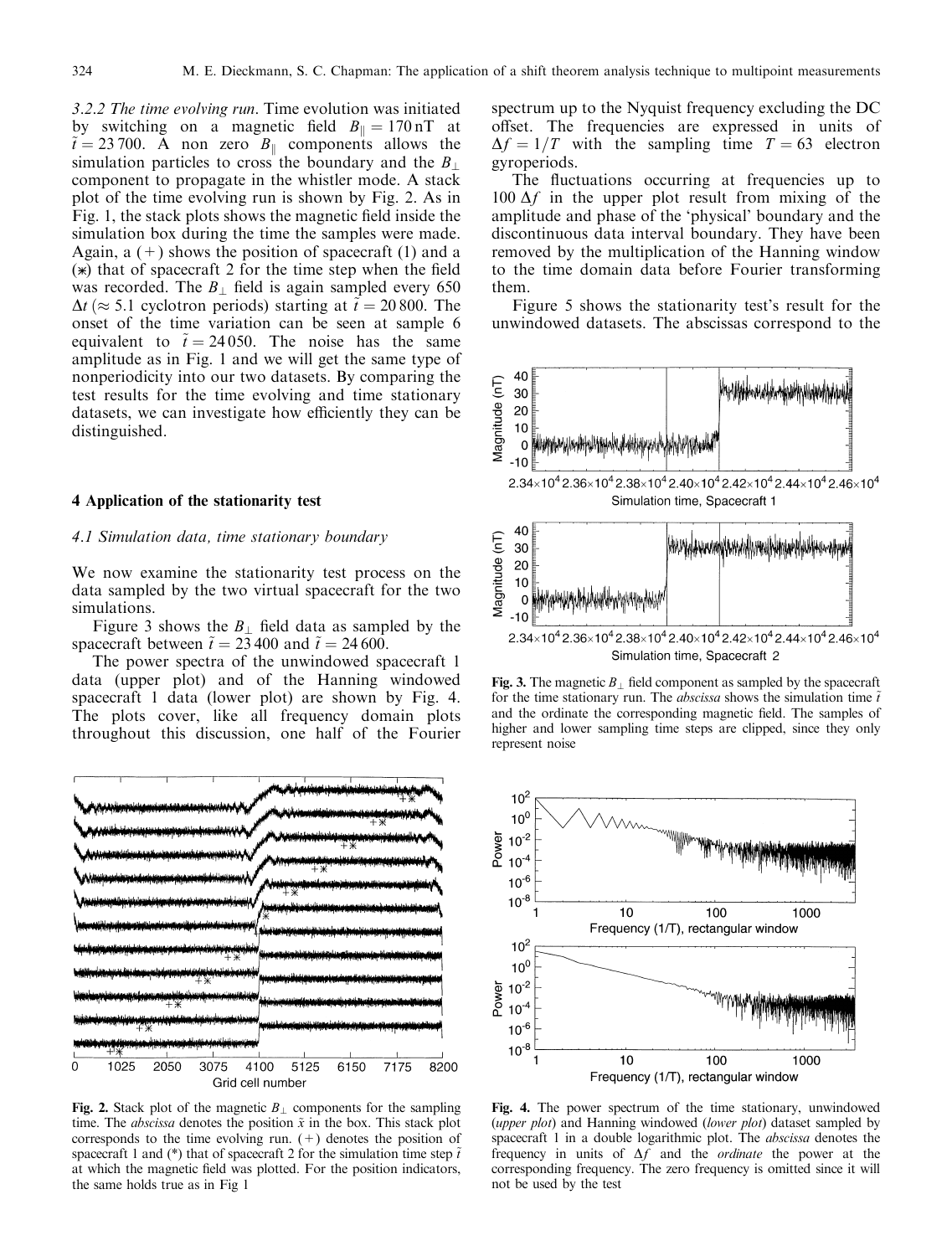*3.2.2 The time evolving run*. Time evolution was initiated by switching on a magnetic field $B_{\|} = 170\,\mathrm{nT}$ at $\tilde{t} = 23\,700$. A non zero $B_{\|}$ components allows the simulation particles to cross the boundary and the $B_{\perp}$ component to propagate in the whistler mode. A stack plot of the time evolving run is shown by Fig. 2. As in Fig. 1, the stack plots shows the magnetic field inside the simulation box during the time the samples were made. Again, a (+) shows the position of spacecraft (1) and a (*) that of spacecraft 2 for the time step when the field was recorded. The $B_{\perp}$ field is again sampled every 650 $\Delta t$ ($\approx$ 5.1 cyclotron periods) starting at $\tilde{t} = 20\,800$. The onset of the time variation can be seen at sample 6 equivalent to $\tilde{t} = 24\,050$. The noise has the same amplitude as in Fig. 1 and we will get the same type of nonperiodicity into our two datasets. By comparing the test results for the time evolving and time stationary datasets, we can investigate how efficiently they can be distinguished.

## 4 Application of the stationarity test

### 4.1 Simulation data, time stationary boundary

We now examine the stationarity test process on the data sampled by the two virtual spacecraft for the two simulations.

Figure 3 shows the $B_{\perp}$ field data as sampled by the spacecraft between $\tilde{t} = 23\,400$ and $\tilde{t} = 24\,600$.

The power spectra of the unwindowed spacecraft 1 data (upper plot) and of the Hanning windowed spacecraft 1 data (lower plot) are shown by Fig. 4. The plots cover, like all frequency domain plots throughout this discussion, one half of the Fourier spectrum up to the Nyquist frequency excluding the DC offset. The frequencies are expressed in units of $\Delta f = 1/T$ with the sampling time $T = 63$ electron gyroperiods.

The fluctuations occurring at frequencies up to $100\,\Delta f$ in the upper plot result from mixing of the amplitude and phase of the 'physical' boundary and the discontinuous data interval boundary. They have been removed by the multiplication of the Hanning window to the time domain data before Fourier transforming them.

Figure 5 shows the stationarity test's result for the unwindowed datasets. The abscissas correspond to the

**Fig. 2.** Stack plot of the magnetic $B_{\perp}$ components for the sampling time. The *abscissa* denotes the position $\tilde{x}$ in the box. This stack plot corresponds to the time evolving run. (+) denotes the position of spacecraft 1 and (*) that of spacecraft 2 for the simulation time step $\tilde{t}$ at which the magnetic field was plotted. For the position indicators, the same holds true as in Fig 1

**Fig. 3.** The magnetic $B_{\perp}$ field component as sampled by the spacecraft for the time stationary run. The *abscissa* shows the simulation time $\tilde{t}$ and the ordinate the corresponding magnetic field. The samples of higher and lower sampling time steps are clipped, since they only represent noise

**Fig. 4.** The power spectrum of the time stationary, unwindowed (*upper plot*) and Hanning windowed (*lower plot*) dataset sampled by spacecraft 1 in a double logarithmic plot. The *abscissa* denotes the frequency in units of $\Delta f$ and the *ordinate* the power at the corresponding frequency. The zero frequency is omitted since it will not be used by the test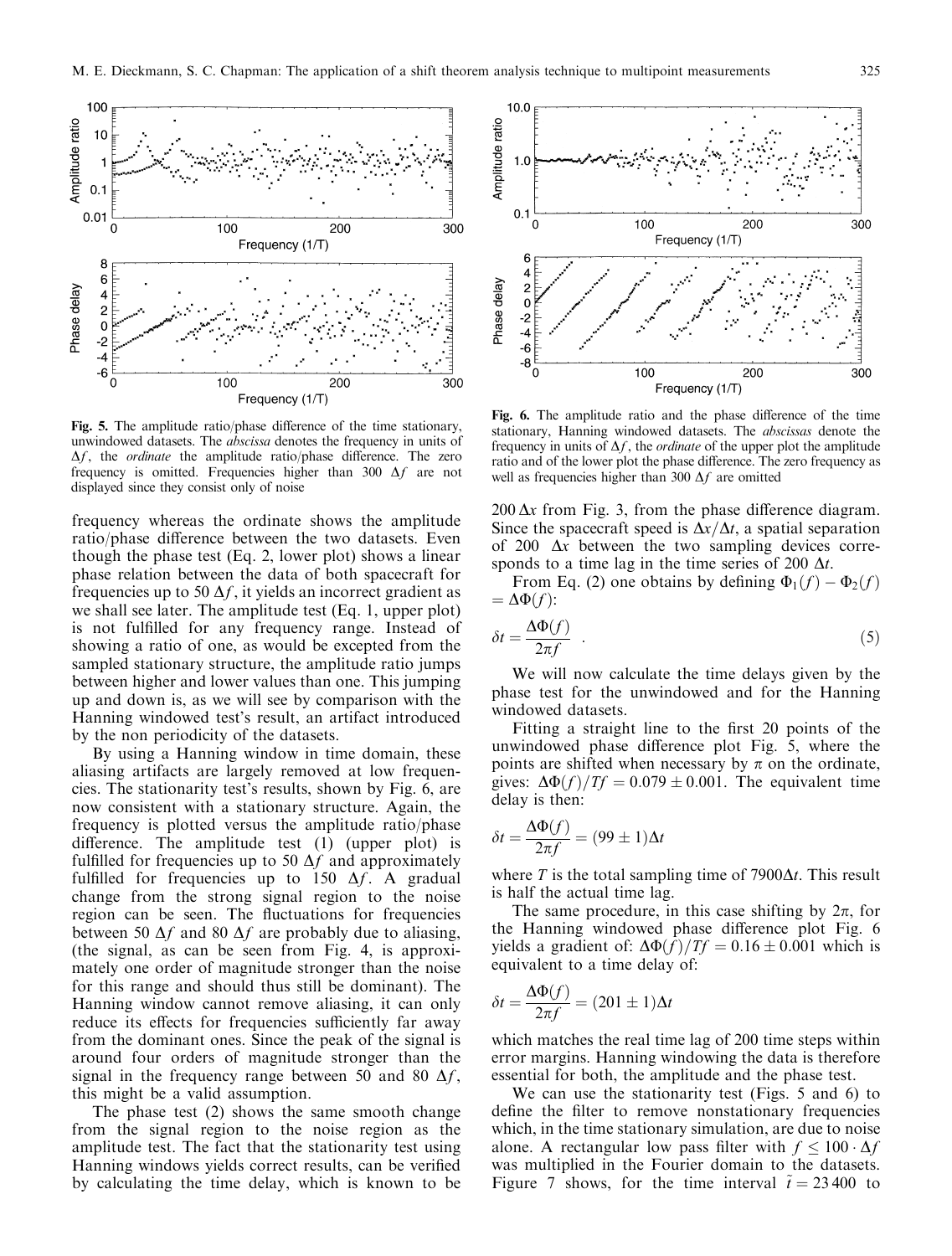Fig. 5. The amplitude ratio/phase difference of the time stationary, unwindowed datasets. The *abscissa* denotes the frequency in units of $\Delta f$, the *ordinate* the amplitude ratio/phase difference. The zero frequency is omitted. Frequencies higher than 300 $\Delta f$ are not displayed since they consist only of noise

Fig. 6. The amplitude ratio and the phase difference of the time stationary, Hanning windowed datasets. The *abscissas* denote the frequency in units of $\Delta f$, the *ordinate* of the upper plot the amplitude ratio and of the lower plot the phase difference. The zero frequency as well as frequencies higher than 300 $\Delta f$ are omitted

frequency whereas the ordinate shows the amplitude ratio/phase difference between the two datasets. Even though the phase test (Eq. 2, lower plot) shows a linear phase relation between the data of both spacecraft for frequencies up to 50 $\Delta f$, it yields an incorrect gradient as we shall see later. The amplitude test (Eq. 1, upper plot) is not fulfilled for any frequency range. Instead of showing a ratio of one, as would be excepted from the sampled stationary structure, the amplitude ratio jumps between higher and lower values than one. This jumping up and down is, as we will see by comparison with the Hanning windowed test's result, an artifact introduced by the non periodicity of the datasets.

By using a Hanning window in time domain, these aliasing artifacts are largely removed at low frequencies. The stationarity test's results, shown by Fig. 6, are now consistent with a stationary structure. Again, the frequency is plotted versus the amplitude ratio/phase difference. The amplitude test (1) (upper plot) is fulfilled for frequencies up to 50 $\Delta f$ and approximately fulfilled for frequencies up to 150 $\Delta f$. A gradual change from the strong signal region to the noise region can be seen. The fluctuations for frequencies between 50 $\Delta f$ and 80 $\Delta f$ are probably due to aliasing, (the signal, as can be seen from Fig. 4, is approximately one order of magnitude stronger than the noise for this range and should thus still be dominant). The Hanning window cannot remove aliasing, it can only reduce its effects for frequencies sufficiently far away from the dominant ones. Since the peak of the signal is around four orders of magnitude stronger than the signal in the frequency range between 50 and 80 $\Delta f$, this might be a valid assumption.

The phase test (2) shows the same smooth change from the signal region to the noise region as the amplitude test. The fact that the stationarity test using Hanning windows yields correct results, can be verified by calculating the time delay, which is known to be 200 $\Delta x$ from Fig. 3, from the phase difference diagram. Since the spacecraft speed is $\Delta x/\Delta t$, a spatial separation of 200 $\Delta x$ between the two sampling devices corresponds to a time lag in the time series of 200 $\Delta t$.

From Eq. (2) one obtains by defining $\Phi_1(f) - \Phi_2(f) = \Delta\Phi(f)$:

$$\delta t = \frac{\Delta\Phi(f)}{2\pi f} \quad . \tag{5}$$

We will now calculate the time delays given by the phase test for the unwindowed and for the Hanning windowed datasets.

Fitting a straight line to the first 20 points of the unwindowed phase difference plot Fig. 5, where the points are shifted when necessary by $\pi$ on the ordinate, gives: $\Delta\Phi(f)/Tf = 0.079 \pm 0.001$. The equivalent time delay is then:

$$\delta t = \frac{\Delta\Phi(f)}{2\pi f} = (99 \pm 1)\Delta t$$

where $T$ is the total sampling time of $7900\Delta t$. This result is half the actual time lag.

The same procedure, in this case shifting by $2\pi$, for the Hanning windowed phase difference plot Fig. 6 yields a gradient of: $\Delta\Phi(f)/Tf = 0.16 \pm 0.001$ which is equivalent to a time delay of:

$$\delta t = \frac{\Delta\Phi(f)}{2\pi f} = (201 \pm 1)\Delta t$$

which matches the real time lag of 200 time steps within error margins. Hanning windowing the data is therefore essential for both, the amplitude and the phase test.

We can use the stationarity test (Figs. 5 and 6) to define the filter to remove nonstationary frequencies which, in the time stationary simulation, are due to noise alone. A rectangular low pass filter with $f \leq 100 \cdot \Delta f$ was multiplied in the Fourier domain to the datasets. Figure 7 shows, for the time interval $\tilde{t} = 23\,400$ to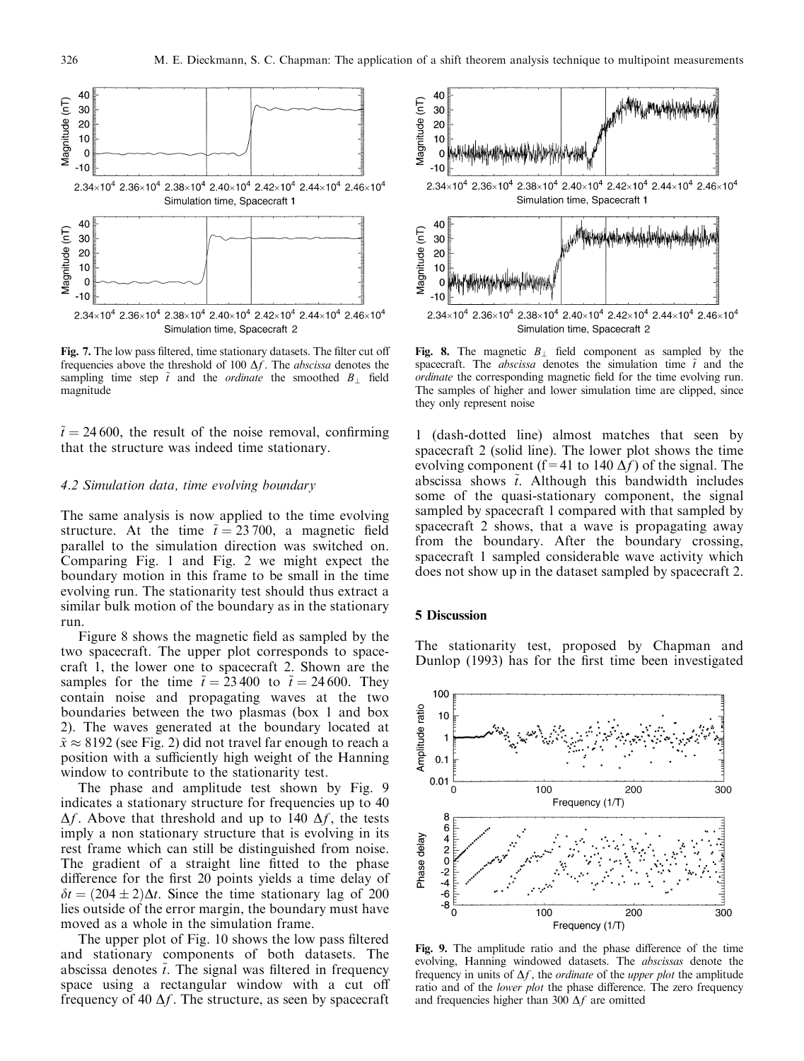Fig. 7. The low pass filtered, time stationary datasets. The filter cut off frequencies above the threshold of 100 $\Delta f$. The *abscissa* denotes the sampling time step $\tilde{t}$ and the *ordinate* the smoothed $B_\perp$ field magnitude

Fig. 8. The magnetic $B_\perp$ field component as sampled by the spacecraft. The *abscissa* denotes the simulation time $\tilde{t}$ and the *ordinate* the corresponding magnetic field for the time evolving run. The samples of higher and lower simulation time are clipped, since they only represent noise

$\tilde{t} = 24\,600$, the result of the noise removal, confirming that the structure was indeed time stationary.

### 4.2 Simulation data, time evolving boundary

The same analysis is now applied to the time evolving structure. At the time $\tilde{t} = 23\,700$, a magnetic field parallel to the simulation direction was switched on. Comparing Fig. 1 and Fig. 2 we might expect the boundary motion in this frame to be small in the time evolving run. The stationarity test should thus extract a similar bulk motion of the boundary as in the stationary run.

Figure 8 shows the magnetic field as sampled by the two spacecraft. The upper plot corresponds to spacecraft 1, the lower one to spacecraft 2. Shown are the samples for the time $\tilde{t} = 23\,400$ to $\tilde{t} = 24\,600$. They contain noise and propagating waves at the two boundaries between the two plasmas (box 1 and box 2). The waves generated at the boundary located at $\tilde{x} \approx 8192$ (see Fig. 2) did not travel far enough to reach a position with a sufficiently high weight of the Hanning window to contribute to the stationarity test.

The phase and amplitude test shown by Fig. 9 indicates a stationary structure for frequencies up to 40 $\Delta f$. Above that threshold and up to 140 $\Delta f$, the tests imply a non stationary structure that is evolving in its rest frame which can still be distinguished from noise. The gradient of a straight line fitted to the phase difference for the first 20 points yields a time delay of $\delta t = (204 \pm 2)\Delta t$. Since the time stationary lag of 200 lies outside of the error margin, the boundary must have moved as a whole in the simulation frame.

The upper plot of Fig. 10 shows the low pass filtered and stationary components of both datasets. The abscissa denotes $\tilde{t}$. The signal was filtered in frequency space using a rectangular window with a cut off frequency of 40 $\Delta f$. The structure, as seen by spacecraft 1 (dash-dotted line) almost matches that seen by spacecraft 2 (solid line). The lower plot shows the time evolving component (f = 41 to 140 $\Delta f$) of the signal. The abscissa shows $\tilde{t}$. Although this bandwidth includes some of the quasi-stationary component, the signal sampled by spacecraft 1 compared with that sampled by spacecraft 2 shows, that a wave is propagating away from the boundary. After the boundary crossing, spacecraft 1 sampled considerable wave activity which does not show up in the dataset sampled by spacecraft 2.

## 5 Discussion

The stationarity test, proposed by Chapman and Dunlop (1993) has for the first time been investigated

Fig. 9. The amplitude ratio and the phase difference of the time evolving, Hanning windowed datasets. The *abscissas* denote the frequency in units of $\Delta f$, the *ordinate* of the *upper plot* the amplitude ratio and of the *lower plot* the phase difference. The zero frequency and frequencies higher than 300 $\Delta f$ are omitted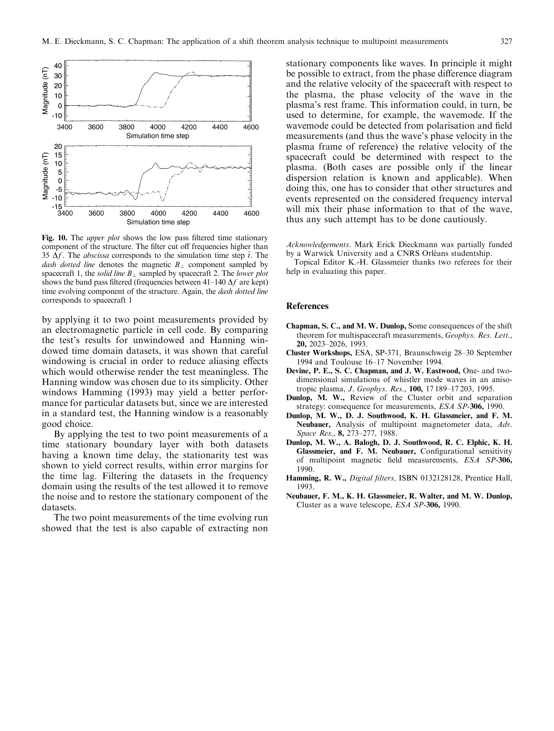Magnitude (nT)

40
30
20
10
0
-10

3400 3600 3800 4000 4200 4400 4600

Simulation time step

Magnitude (nT)

20
15
10
5
0
-5
-10
-15

3400 3600 3800 4000 4200 4400 4600

Simulation time step

**Fig. 10.** The *upper plot* shows the low pass filtered time stationary component of the structure. The filter cut off frequencies higher than $35\ \Delta f$. The *abscissa* corresponds to the simulation time step $\tilde{t}$. The *dash dotted line* denotes the magnetic $B_\perp$ component sampled by spacecraft 1, the *solid line* $B_\perp$ sampled by spacecraft 2. The *lower plot* shows the band pass filtered (frequencies between 41–140 $\Delta f$ are kept) time evolving component of the structure. Again, the *dash dotted line* corresponds to spacecraft 1

by applying it to two point measurements provided by an electromagnetic particle in cell code. By comparing the test's results for unwindowed and Hanning windowed time domain datasets, it was shown that careful windowing is crucial in order to reduce aliasing effects which would otherwise render the test meaningless. The Hanning window was chosen due to its simplicity. Other windows Hamming (1993) may yield a better performance for particular datasets but, since we are interested in a standard test, the Hanning window is a reasonably good choice.

By applying the test to two point measurements of a time stationary boundary layer with both datasets having a known time delay, the stationarity test was shown to yield correct results, within error margins for the time lag. Filtering the datasets in the frequency domain using the results of the test allowed it to remove the noise and to restore the stationary component of the datasets.

The two point measurements of the time evolving run showed that the test is also capable of extracting non stationary components like waves. In principle it might be possible to extract, from the phase difference diagram and the relative velocity of the spacecraft with respect to the plasma, the phase velocity of the wave in the plasma's rest frame. This information could, in turn, be used to determine, for example, the wavemode. If the wavemode could be detected from polarisation and field measurements (and thus the wave's phase velocity in the plasma frame of reference) the relative velocity of the spacecraft could be determined with respect to the plasma. (Both cases are possible only if the linear dispersion relation is known and applicable). When doing this, one has to consider that other structures and events represented on the considered frequency interval will mix their phase information to that of the wave, thus any such attempt has to be done cautiously.

*Acknowledgements.* Mark Erick Dieckmann was partially funded by a Warwick University and a CNRS Orléans studentship.

Topical Editor K.-H. Glassmeier thanks two referees for their help in evaluating this paper.

## References

**Chapman, S. C., and M. W. Dunlop,** Some consequences of the shift theorem for multispacecraft measurements, *Geophys. Res. Lett.*, **20,** 2023–2026, 1993.

**Cluster Workshops,** ESA, SP-371, Braunschweig 28–30 September 1994 and Toulouse 16–17 November 1994.

**Devine, P. E., S. C. Chapman, and J. W. Eastwood,** One- and two-dimensional simulations of whistler mode waves in an anisotropic plasma, *J. Geophys. Res.*, **100,** 17 189–17 203, 1995.

**Dunlop, M. W.,** Review of the Cluster orbit and separation strategy: consequence for measurements, *ESA SP*-**306,** 1990.

**Dunlop, M. W., D. J. Southwood, K. H. Glassmeier, and F. M. Neubauer,** Analysis of multipoint magnetometer data, *Adv. Space Res.*, **8,** 273–277, 1988.

**Dunlop, M. W., A. Balogh, D. J. Southwood, R. C. Elphic, K. H. Glassmeier, and F. M. Neubauer,** Configurational sensitivity of multipoint magnetic field measurements, *ESA SP*-**306,** 1990.

**Hamming, R. W.,** *Digital filters,* ISBN 0132128128, Prentice Hall, 1993.

**Neubauer, F. M., K. H. Glassmeier, R. Walter, and M. W. Dunlop,** Cluster as a wave telescope, *ESA SP*-**306,** 1990.